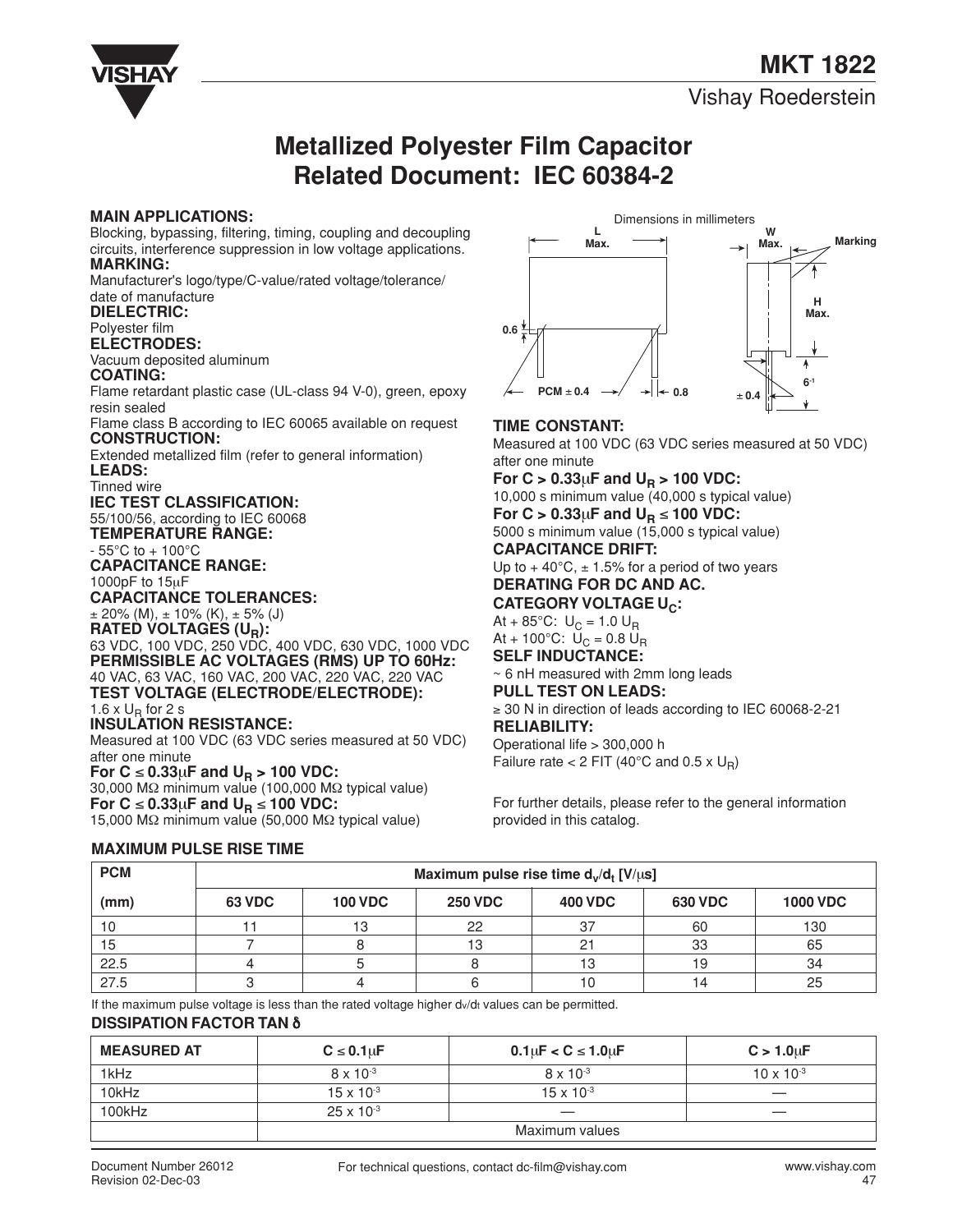# MKT 1822

Vishay Roederstein

## Metallized Polyester Film Capacitor Related Document: IEC 60384-2

**MAIN APPLICATIONS:**
Blocking, bypassing, filtering, timing, coupling and decoupling circuits, interference suppression in low voltage applications.

**MARKING:**
Manufacturer's logo/type/C-value/rated voltage/tolerance/ date of manufacture

**DIELECTRIC:**
Polyester film

**ELECTRODES:**
Vacuum deposited aluminum

**COATING:**
Flame retardant plastic case (UL-class 94 V-0), green, epoxy resin sealed
Flame class B according to IEC 60065 available on request

**CONSTRUCTION:**
Extended metallized film (refer to general information)

**LEADS:**
Tinned wire

**IEC TEST CLASSIFICATION:**
55/100/56, according to IEC 60068

**TEMPERATURE RANGE:**
- 55°C to + 100°C

**CAPACITANCE RANGE:**
1000pF to 15μF

**CAPACITANCE TOLERANCES:**
± 20% (M), ± 10% (K), ± 5% (J)

**RATED VOLTAGES ($U_R$):**
63 VDC, 100 VDC, 250 VDC, 400 VDC, 630 VDC, 1000 VDC

**PERMISSIBLE AC VOLTAGES (RMS) UP TO 60Hz:**
40 VAC, 63 VAC, 160 VAC, 200 VAC, 220 VAC, 220 VAC

**TEST VOLTAGE (ELECTRODE/ELECTRODE):**
1.6 x $U_R$ for 2 s

**INSULATION RESISTANCE:**
Measured at 100 VDC (63 VDC series measured at 50 VDC) after one minute

**For C ≤ 0.33μF and $U_R$ > 100 VDC:**
30,000 MΩ minimum value (100,000 MΩ typical value)

**For C ≤ 0.33μF and $U_R$ ≤ 100 VDC:**
15,000 MΩ minimum value (50,000 MΩ typical value)

Dimensions in millimeters

L Max. W Max. H Max. Marking 0.6 PCM ± 0.4 0.8 ± 0.4 6$^{-1}$

**TIME CONSTANT:**
Measured at 100 VDC (63 VDC series measured at 50 VDC) after one minute

**For C > 0.33μF and $U_R$ > 100 VDC:**
10,000 s minimum value (40,000 s typical value)

**For C > 0.33μF and $U_R$ ≤ 100 VDC:**
5000 s minimum value (15,000 s typical value)

**CAPACITANCE DRIFT:**
Up to + 40°C, ± 1.5% for a period of two years

**DERATING FOR DC AND AC.**

**CATEGORY VOLTAGE $U_C$:**
At + 85°C: $U_C$ = 1.0 $U_R$
At + 100°C: $U_C$ = 0.8 $U_R$

**SELF INDUCTANCE:**
~ 6 nH measured with 2mm long leads

**PULL TEST ON LEADS:**
≥ 30 N in direction of leads according to IEC 60068-2-21

**RELIABILITY:**
Operational life > 300,000 h
Failure rate < 2 FIT (40°C and 0.5 x $U_R$)

For further details, please refer to the general information provided in this catalog.

**MAXIMUM PULSE RISE TIME**

| PCM | Maximum pulse rise time $d_v/d_t$ [V/μs] | | | | | |
|---|---|---|---|---|---|---|
| (mm) | 63 VDC | 100 VDC | 250 VDC | 400 VDC | 630 VDC | 1000 VDC |
| 10 | 11 | 13 | 22 | 37 | 60 | 130 |
| 15 | 7 | 8 | 13 | 21 | 33 | 65 |
| 22.5 | 4 | 5 | 8 | 13 | 19 | 34 |
| 27.5 | 3 | 4 | 6 | 10 | 14 | 25 |

If the maximum pulse voltage is less than the rated voltage higher $d_v/d_t$ values can be permitted.

**DISSIPATION FACTOR TAN δ**

| MEASURED AT | C ≤ 0.1μF | 0.1μF < C ≤ 1.0μF | C > 1.0μF |
|---|---|---|---|
| 1kHz | $8 \times 10^{-3}$ | $8 \times 10^{-3}$ | $10 \times 10^{-3}$ |
| 10kHz | $15 \times 10^{-3}$ | $15 \times 10^{-3}$ | — |
| 100kHz | $25 \times 10^{-3}$ | — | — |
| | Maximum values | | |

Document Number 26012
Revision 02-Dec-03

For technical questions, contact dc-film@vishay.com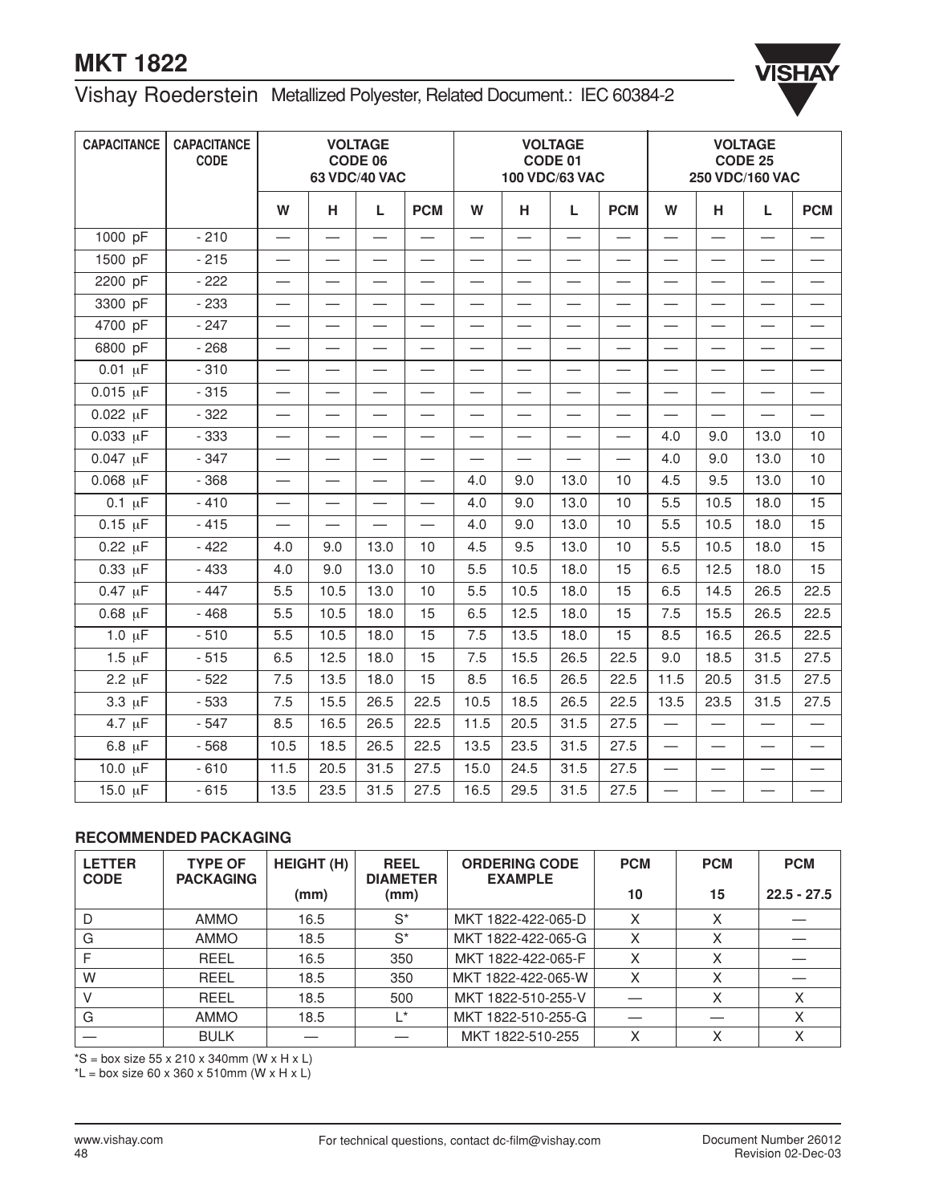# MKT 1822

## Vishay Roederstein Metallized Polyester, Related Document.: IEC 60384-2

| CAPACITANCE | CAPACITANCE CODE | VOLTAGE CODE 06 63 VDC/40 VAC | | | | VOLTAGE CODE 01 100 VDC/63 VAC | | | | VOLTAGE CODE 25 250 VDC/160 VAC | | | |
|---|---|---|---|---|---|---|---|---|---|---|---|---|---|
| | | W | H | L | PCM | W | H | L | PCM | W | H | L | PCM |
| 1000 pF | - 210 | — | — | — | — | — | — | — | — | — | — | — | — |
| 1500 pF | - 215 | — | — | — | — | — | — | — | — | — | — | — | — |
| 2200 pF | - 222 | — | — | — | — | — | — | — | — | — | — | — | — |
| 3300 pF | - 233 | — | — | — | — | — | — | — | — | — | — | — | — |
| 4700 pF | - 247 | — | — | — | — | — | — | — | — | — | — | — | — |
| 6800 pF | - 268 | — | — | — | — | — | — | — | — | — | — | — | — |
| 0.01 µF | - 310 | — | — | — | — | — | — | — | — | — | — | — | — |
| 0.015 µF | - 315 | — | — | — | — | — | — | — | — | — | — | — | — |
| 0.022 µF | - 322 | — | — | — | — | — | — | — | — | — | — | — | — |
| 0.033 µF | - 333 | — | — | — | — | — | — | — | — | 4.0 | 9.0 | 13.0 | 10 |
| 0.047 µF | - 347 | — | — | — | — | — | — | — | — | 4.0 | 9.0 | 13.0 | 10 |
| 0.068 µF | - 368 | — | — | — | — | 4.0 | 9.0 | 13.0 | 10 | 4.5 | 9.5 | 13.0 | 10 |
| 0.1 µF | - 410 | — | — | — | — | 4.0 | 9.0 | 13.0 | 10 | 5.5 | 10.5 | 18.0 | 15 |
| 0.15 µF | - 415 | — | — | — | — | 4.0 | 9.0 | 13.0 | 10 | 5.5 | 10.5 | 18.0 | 15 |
| 0.22 µF | - 422 | 4.0 | 9.0 | 13.0 | 10 | 4.5 | 9.5 | 13.0 | 10 | 5.5 | 10.5 | 18.0 | 15 |
| 0.33 µF | - 433 | 4.0 | 9.0 | 13.0 | 10 | 5.5 | 10.5 | 18.0 | 15 | 6.5 | 12.5 | 18.0 | 15 |
| 0.47 µF | - 447 | 5.5 | 10.5 | 13.0 | 10 | 5.5 | 10.5 | 18.0 | 15 | 6.5 | 14.5 | 26.5 | 22.5 |
| 0.68 µF | - 468 | 5.5 | 10.5 | 18.0 | 15 | 6.5 | 12.5 | 18.0 | 15 | 7.5 | 15.5 | 26.5 | 22.5 |
| 1.0 µF | - 510 | 5.5 | 10.5 | 18.0 | 15 | 7.5 | 13.5 | 18.0 | 15 | 8.5 | 16.5 | 26.5 | 22.5 |
| 1.5 µF | - 515 | 6.5 | 12.5 | 18.0 | 15 | 7.5 | 15.5 | 26.5 | 22.5 | 9.0 | 18.5 | 31.5 | 27.5 |
| 2.2 µF | - 522 | 7.5 | 13.5 | 18.0 | 15 | 8.5 | 16.5 | 26.5 | 22.5 | 11.5 | 20.5 | 31.5 | 27.5 |
| 3.3 µF | - 533 | 7.5 | 15.5 | 26.5 | 22.5 | 10.5 | 18.5 | 26.5 | 22.5 | 13.5 | 23.5 | 31.5 | 27.5 |
| 4.7 µF | - 547 | 8.5 | 16.5 | 26.5 | 22.5 | 11.5 | 20.5 | 31.5 | 27.5 | — | — | — | — |
| 6.8 µF | - 568 | 10.5 | 18.5 | 26.5 | 22.5 | 13.5 | 23.5 | 31.5 | 27.5 | — | — | — | — |
| 10.0 µF | - 610 | 11.5 | 20.5 | 31.5 | 27.5 | 15.0 | 24.5 | 31.5 | 27.5 | — | — | — | — |
| 15.0 µF | - 615 | 13.5 | 23.5 | 31.5 | 27.5 | 16.5 | 29.5 | 31.5 | 27.5 | — | — | — | — |

### RECOMMENDED PACKAGING

| LETTER CODE | TYPE OF PACKAGING | HEIGHT (H) (mm) | REEL DIAMETER (mm) | ORDERING CODE EXAMPLE | PCM 10 | PCM 15 | PCM 22.5 - 27.5 |
|---|---|---|---|---|---|---|---|
| D | AMMO | 16.5 | S* | MKT 1822-422-065-D | X | X | — |
| G | AMMO | 18.5 | S* | MKT 1822-422-065-G | X | X | — |
| F | REEL | 16.5 | 350 | MKT 1822-422-065-F | X | X | — |
| W | REEL | 18.5 | 350 | MKT 1822-422-065-W | X | X | — |
| V | REEL | 18.5 | 500 | MKT 1822-510-255-V | — | X | X |
| G | AMMO | 18.5 | L* | MKT 1822-510-255-G | — | — | X |
| — | BULK | — | — | MKT 1822-510-255 | X | X | X |

*S = box size 55 x 210 x 340mm (W x H x L)
*L = box size 60 x 360 x 510mm (W x H x L)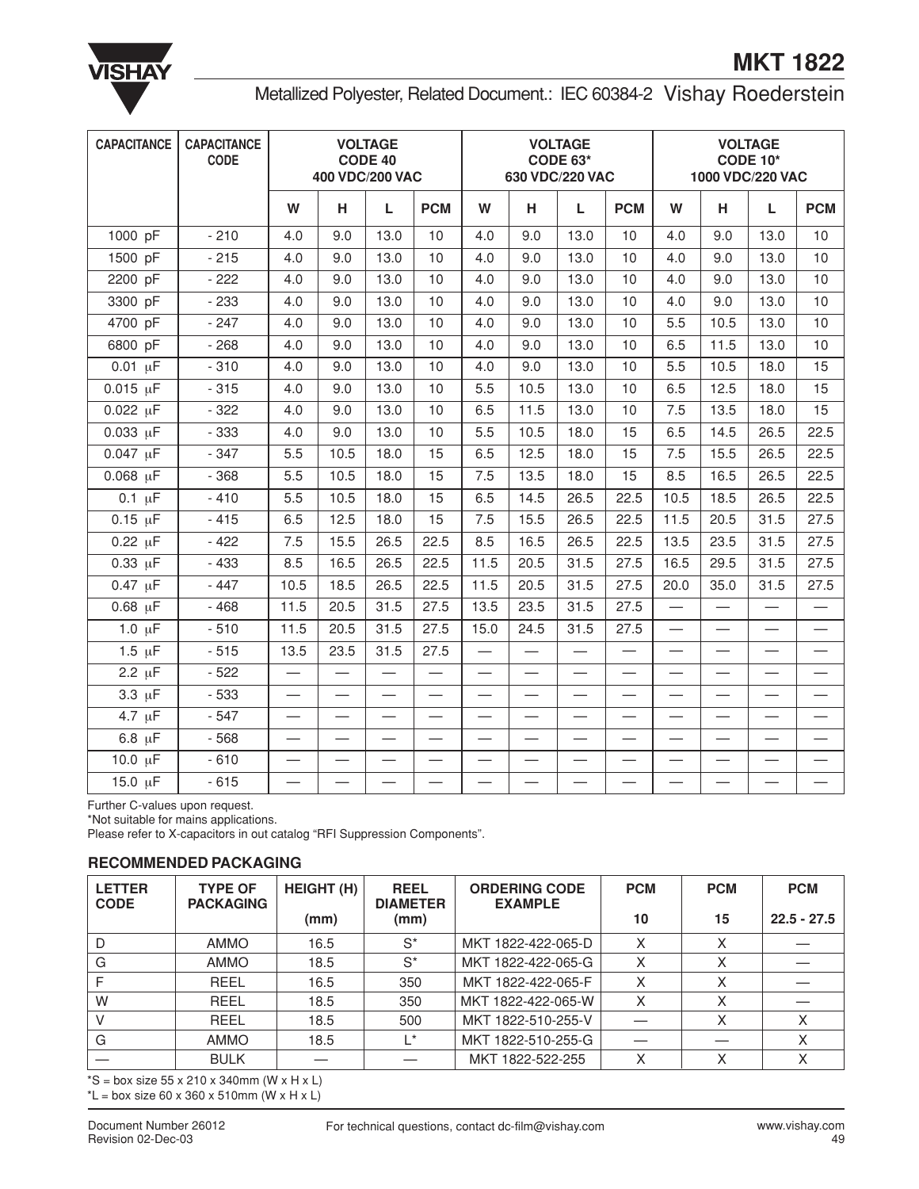# MKT 1822

## Metallized Polyester, Related Document.: IEC 60384-2 Vishay Roederstein

| CAPACITANCE | CAPACITANCE CODE | VOLTAGE CODE 40 400 VDC/200 VAC | | | | VOLTAGE CODE 63* 630 VDC/220 VAC | | | | VOLTAGE CODE 10* 1000 VDC/220 VAC | | | |
|---|---|---|---|---|---|---|---|---|---|---|---|---|---|
| | | W | H | L | PCM | W | H | L | PCM | W | H | L | PCM |
| 1000 pF | - 210 | 4.0 | 9.0 | 13.0 | 10 | 4.0 | 9.0 | 13.0 | 10 | 4.0 | 9.0 | 13.0 | 10 |
| 1500 pF | - 215 | 4.0 | 9.0 | 13.0 | 10 | 4.0 | 9.0 | 13.0 | 10 | 4.0 | 9.0 | 13.0 | 10 |
| 2200 pF | - 222 | 4.0 | 9.0 | 13.0 | 10 | 4.0 | 9.0 | 13.0 | 10 | 4.0 | 9.0 | 13.0 | 10 |
| 3300 pF | - 233 | 4.0 | 9.0 | 13.0 | 10 | 4.0 | 9.0 | 13.0 | 10 | 4.0 | 9.0 | 13.0 | 10 |
| 4700 pF | - 247 | 4.0 | 9.0 | 13.0 | 10 | 4.0 | 9.0 | 13.0 | 10 | 5.5 | 10.5 | 13.0 | 10 |
| 6800 pF | - 268 | 4.0 | 9.0 | 13.0 | 10 | 4.0 | 9.0 | 13.0 | 10 | 6.5 | 11.5 | 13.0 | 10 |
| 0.01 µF | - 310 | 4.0 | 9.0 | 13.0 | 10 | 4.0 | 9.0 | 13.0 | 10 | 5.5 | 10.5 | 18.0 | 15 |
| 0.015 µF | - 315 | 4.0 | 9.0 | 13.0 | 10 | 5.5 | 10.5 | 13.0 | 10 | 6.5 | 12.5 | 18.0 | 15 |
| 0.022 µF | - 322 | 4.0 | 9.0 | 13.0 | 10 | 6.5 | 11.5 | 13.0 | 10 | 7.5 | 13.5 | 18.0 | 15 |
| 0.033 µF | - 333 | 4.0 | 9.0 | 13.0 | 10 | 5.5 | 10.5 | 18.0 | 15 | 6.5 | 14.5 | 26.5 | 22.5 |
| 0.047 µF | - 347 | 5.5 | 10.5 | 18.0 | 15 | 6.5 | 12.5 | 18.0 | 15 | 7.5 | 15.5 | 26.5 | 22.5 |
| 0.068 µF | - 368 | 5.5 | 10.5 | 18.0 | 15 | 7.5 | 13.5 | 18.0 | 15 | 8.5 | 16.5 | 26.5 | 22.5 |
| 0.1 µF | - 410 | 5.5 | 10.5 | 18.0 | 15 | 6.5 | 14.5 | 26.5 | 22.5 | 10.5 | 18.5 | 26.5 | 22.5 |
| 0.15 µF | - 415 | 6.5 | 12.5 | 18.0 | 15 | 7.5 | 15.5 | 26.5 | 22.5 | 11.5 | 20.5 | 31.5 | 27.5 |
| 0.22 µF | - 422 | 7.5 | 15.5 | 26.5 | 22.5 | 8.5 | 16.5 | 26.5 | 22.5 | 13.5 | 23.5 | 31.5 | 27.5 |
| 0.33 µF | - 433 | 8.5 | 16.5 | 26.5 | 22.5 | 11.5 | 20.5 | 31.5 | 27.5 | 16.5 | 29.5 | 31.5 | 27.5 |
| 0.47 µF | - 447 | 10.5 | 18.5 | 26.5 | 22.5 | 11.5 | 20.5 | 31.5 | 27.5 | 20.0 | 35.0 | 31.5 | 27.5 |
| 0.68 µF | - 468 | 11.5 | 20.5 | 31.5 | 27.5 | 13.5 | 23.5 | 31.5 | 27.5 | — | — | — | — |
| 1.0 µF | - 510 | 11.5 | 20.5 | 31.5 | 27.5 | 15.0 | 24.5 | 31.5 | 27.5 | — | — | — | — |
| 1.5 µF | - 515 | 13.5 | 23.5 | 31.5 | 27.5 | — | — | — | — | — | — | — | — |
| 2.2 µF | - 522 | — | — | — | — | — | — | — | — | — | — | — | — |
| 3.3 µF | - 533 | — | — | — | — | — | — | — | — | — | — | — | — |
| 4.7 µF | - 547 | — | — | — | — | — | — | — | — | — | — | — | — |
| 6.8 µF | - 568 | — | — | — | — | — | — | — | — | — | — | — | — |
| 10.0 µF | - 610 | — | — | — | — | — | — | — | — | — | — | — | — |
| 15.0 µF | - 615 | — | — | — | — | — | — | — | — | — | — | — | — |

Further C-values upon request.
*Not suitable for mains applications.
Please refer to X-capacitors in out catalog “RFI Suppression Components”.

### RECOMMENDED PACKAGING

| LETTER CODE | TYPE OF PACKAGING | HEIGHT (H) (mm) | REEL DIAMETER (mm) | ORDERING CODE EXAMPLE | PCM 10 | PCM 15 | PCM 22.5 - 27.5 |
|---|---|---|---|---|---|---|---|
| D | AMMO | 16.5 | S* | MKT 1822-422-065-D | X | X | — |
| G | AMMO | 18.5 | S* | MKT 1822-422-065-G | X | X | — |
| F | REEL | 16.5 | 350 | MKT 1822-422-065-F | X | X | — |
| W | REEL | 18.5 | 350 | MKT 1822-422-065-W | X | X | — |
| V | REEL | 18.5 | 500 | MKT 1822-510-255-V | — | X | X |
| G | AMMO | 18.5 | L* | MKT 1822-510-255-G | — | — | X |
| — | BULK | — | — | MKT 1822-522-255 | X | X | X |

*S = box size 55 x 210 x 340mm (W x H x L)
*L = box size 60 x 360 x 510mm (W x H x L)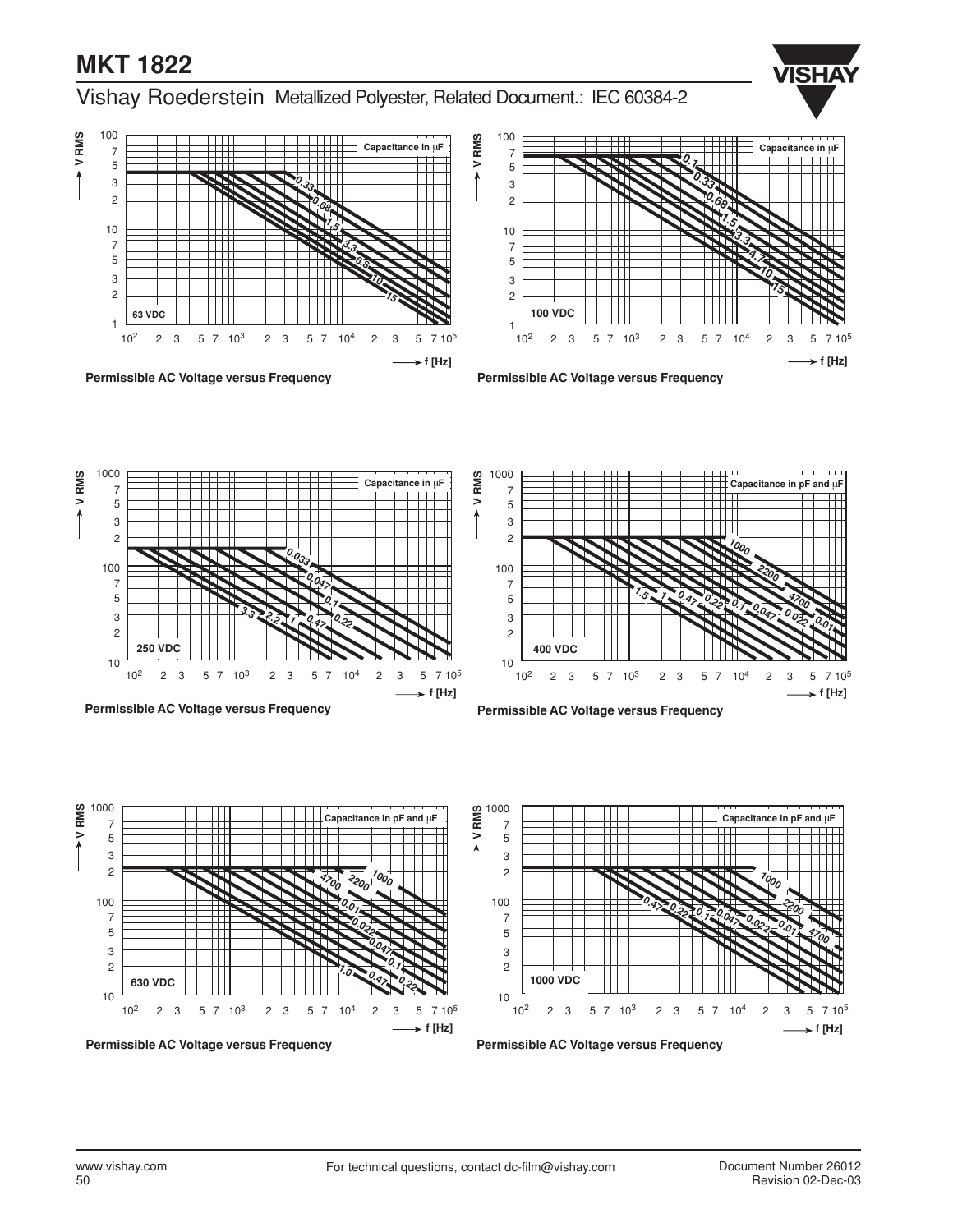# MKT 1822

## Vishay Roederstein Metallized Polyester, Related Document.: IEC 60384-2

V RMS
Capacitance in µF
0.33
0.68
1.5
3.3
6.8
10
15
63 VDC
f [Hz]

Permissible AC Voltage versus Frequency

V RMS
Capacitance in µF
0.1
0.33
0.68
1.5
3.3
4.7
10
15
100 VDC
f [Hz]

Permissible AC Voltage versus Frequency

V RMS
Capacitance in µF
0.033
0.047
0.1
0.22
0.47
1
2.2
3.3
250 VDC
f [Hz]

Permissible AC Voltage versus Frequency

V RMS
Capacitance in pF and µF
1000
2200
4700
0.01
0.022
0.047
0.1
0.22
0.47
1
1.5
400 VDC
f [Hz]

Permissible AC Voltage versus Frequency

V RMS
Capacitance in pF and µF
1000
2200
4700
0.01
0.022
0.047
0.1
0.22
0.47
1.0
630 VDC
f [Hz]

Permissible AC Voltage versus Frequency

V RMS
Capacitance in pF and µF
1000
2200
4700
0.01
0.022
0.047
0.1
0.22
0.47
1000 VDC
f [Hz]

Permissible AC Voltage versus Frequency